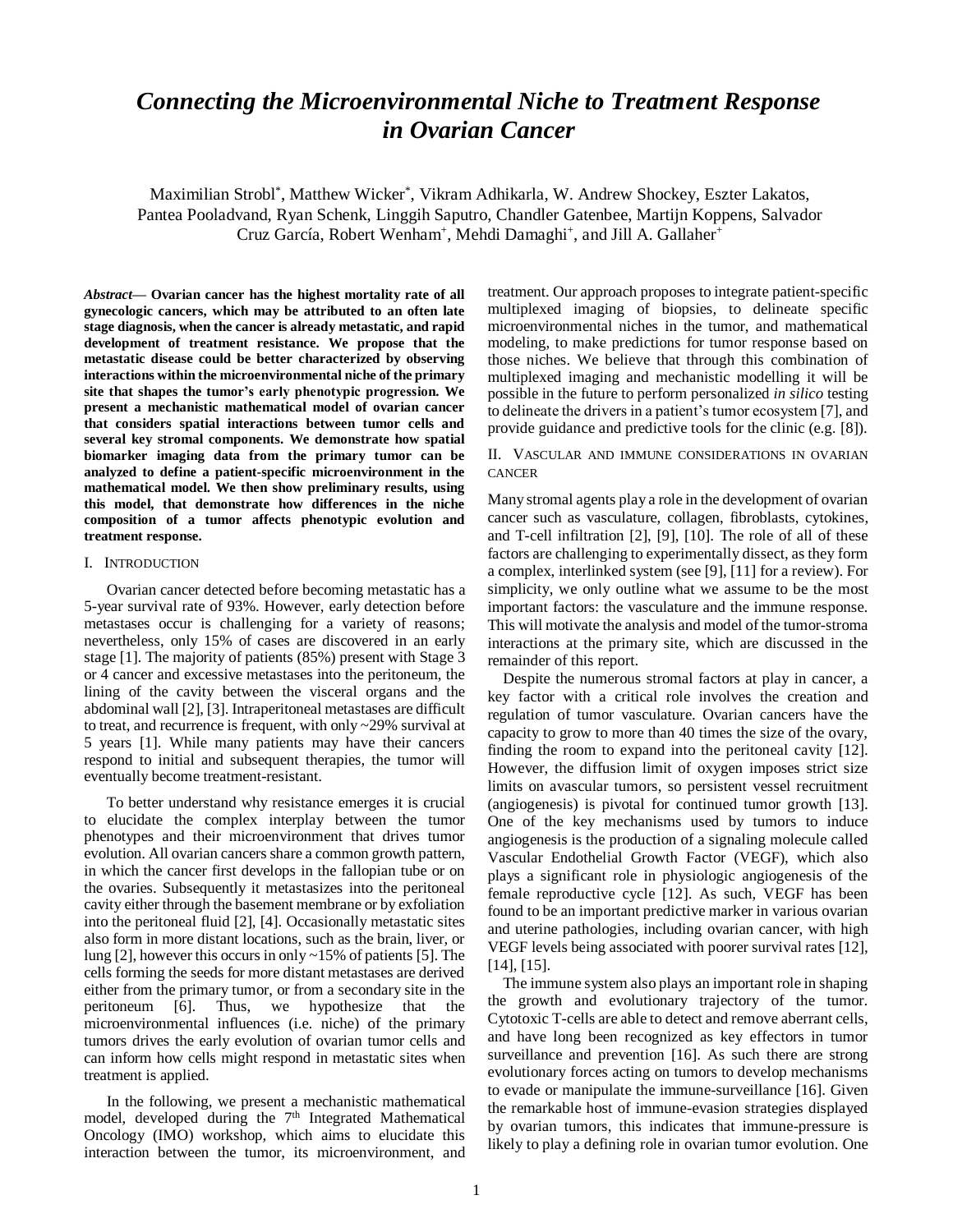# *Connecting the Microenvironmental Niche to Treatment Response in Ovarian Cancer*

Maximilian Strobl*, Matthew Wicker*, Vikram Adhikarla, W. Andrew Shockey, Eszter Lakatos, Pantea Pooladvand, Ryan Schenk, Linggih Saputro, Chandler Gatenbee, Martijn Koppens, Salvador Cruz García, Robert Wenham+, Mehdi Damaghi+, and Jill A. Gallaher+

***Abstract*— Ovarian cancer has the highest mortality rate of all gynecologic cancers, which may be attributed to an often late stage diagnosis, when the cancer is already metastatic, and rapid development of treatment resistance. We propose that the metastatic disease could be better characterized by observing interactions within the microenvironmental niche of the primary site that shapes the tumor's early phenotypic progression. We present a mechanistic mathematical model of ovarian cancer that considers spatial interactions between tumor cells and several key stromal components. We demonstrate how spatial biomarker imaging data from the primary tumor can be analyzed to define a patient-specific microenvironment in the mathematical model. We then show preliminary results, using this model, that demonstrate how differences in the niche composition of a tumor affects phenotypic evolution and treatment response.**

## I. Introduction

Ovarian cancer detected before becoming metastatic has a 5-year survival rate of 93%. However, early detection before metastases occur is challenging for a variety of reasons; nevertheless, only 15% of cases are discovered in an early stage [1]. The majority of patients (85%) present with Stage 3 or 4 cancer and excessive metastases into the peritoneum, the lining of the cavity between the visceral organs and the abdominal wall [2], [3]. Intraperitoneal metastases are difficult to treat, and recurrence is frequent, with only ~29% survival at 5 years [1]. While many patients may have their cancers respond to initial and subsequent therapies, the tumor will eventually become treatment-resistant.

To better understand why resistance emerges it is crucial to elucidate the complex interplay between the tumor phenotypes and their microenvironment that drives tumor evolution. All ovarian cancers share a common growth pattern, in which the cancer first develops in the fallopian tube or on the ovaries. Subsequently it metastasizes into the peritoneal cavity either through the basement membrane or by exfoliation into the peritoneal fluid [2], [4]. Occasionally metastatic sites also form in more distant locations, such as the brain, liver, or lung [2], however this occurs in only ~15% of patients [5]. The cells forming the seeds for more distant metastases are derived either from the primary tumor, or from a secondary site in the peritoneum [6]. Thus, we hypothesize that the microenvironmental influences (i.e. niche) of the primary tumors drives the early evolution of ovarian tumor cells and can inform how cells might respond in metastatic sites when treatment is applied.

In the following, we present a mechanistic mathematical model, developed during the 7th Integrated Mathematical Oncology (IMO) workshop, which aims to elucidate this interaction between the tumor, its microenvironment, and treatment. Our approach proposes to integrate patient-specific multiplexed imaging of biopsies, to delineate specific microenvironmental niches in the tumor, and mathematical modeling, to make predictions for tumor response based on those niches. We believe that through this combination of multiplexed imaging and mechanistic modelling it will be possible in the future to perform personalized *in silico* testing to delineate the drivers in a patient's tumor ecosystem [7], and provide guidance and predictive tools for the clinic (e.g. [8]).

## II. Vascular and Immune Considerations in Ovarian Cancer

Many stromal agents play a role in the development of ovarian cancer such as vasculature, collagen, fibroblasts, cytokines, and T-cell infiltration [2], [9], [10]. The role of all of these factors are challenging to experimentally dissect, as they form a complex, interlinked system (see [9], [11] for a review). For simplicity, we only outline what we assume to be the most important factors: the vasculature and the immune response. This will motivate the analysis and model of the tumor-stroma interactions at the primary site, which are discussed in the remainder of this report.

Despite the numerous stromal factors at play in cancer, a key factor with a critical role involves the creation and regulation of tumor vasculature. Ovarian cancers have the capacity to grow to more than 40 times the size of the ovary, finding the room to expand into the peritoneal cavity [12]. However, the diffusion limit of oxygen imposes strict size limits on avascular tumors, so persistent vessel recruitment (angiogenesis) is pivotal for continued tumor growth [13]. One of the key mechanisms used by tumors to induce angiogenesis is the production of a signaling molecule called Vascular Endothelial Growth Factor (VEGF), which also plays a significant role in physiologic angiogenesis of the female reproductive cycle [12]. As such, VEGF has been found to be an important predictive marker in various ovarian and uterine pathologies, including ovarian cancer, with high VEGF levels being associated with poorer survival rates [12], [14], [15].

The immune system also plays an important role in shaping the growth and evolutionary trajectory of the tumor. Cytotoxic T-cells are able to detect and remove aberrant cells, and have long been recognized as key effectors in tumor surveillance and prevention [16]. As such there are strong evolutionary forces acting on tumors to develop mechanisms to evade or manipulate the immune-surveillance [16]. Given the remarkable host of immune-evasion strategies displayed by ovarian tumors, this indicates that immune-pressure is likely to play a defining role in ovarian tumor evolution. One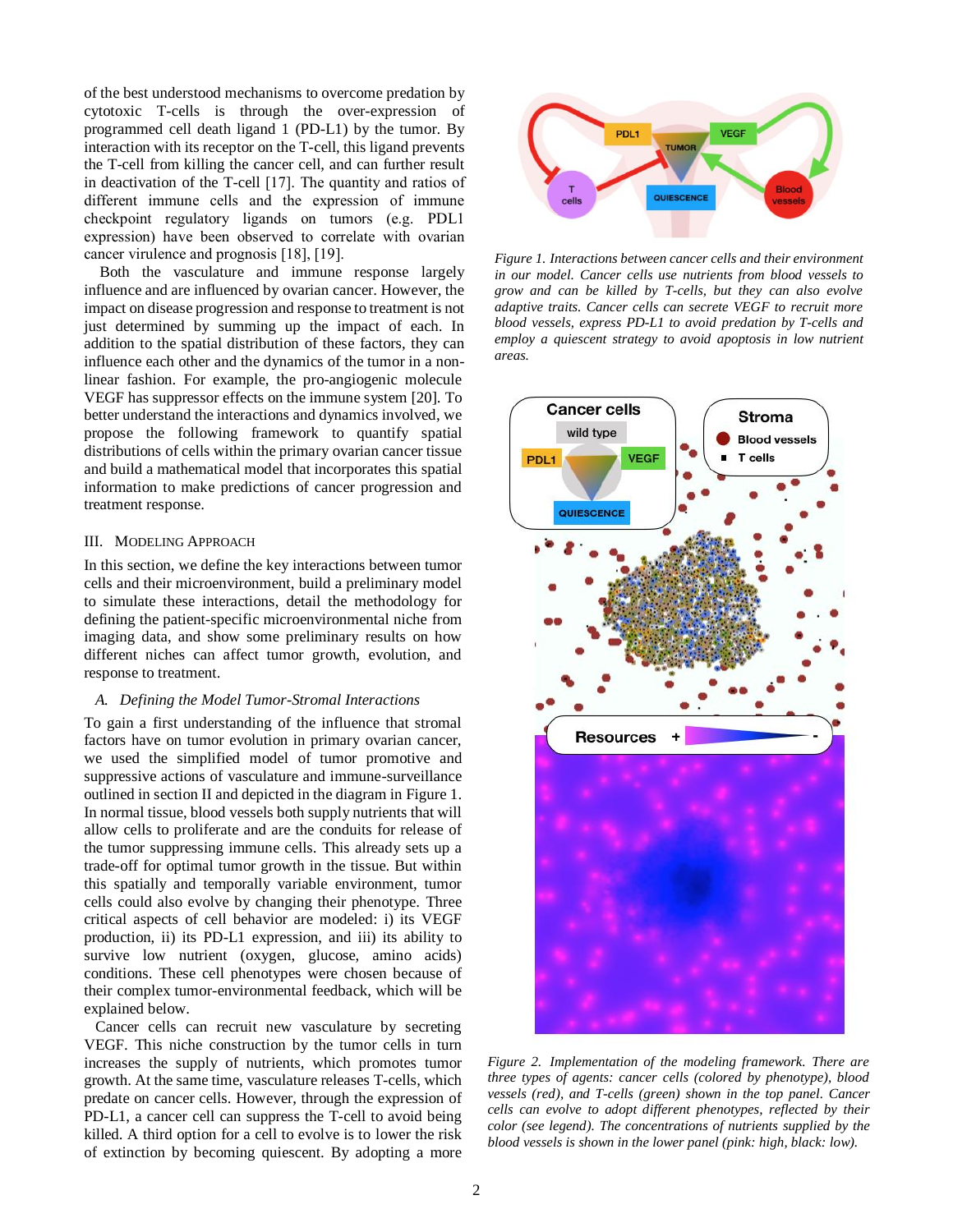of the best understood mechanisms to overcome predation by cytotoxic T-cells is through the over-expression of programmed cell death ligand 1 (PD-L1) by the tumor. By interaction with its receptor on the T-cell, this ligand prevents the T-cell from killing the cancer cell, and can further result in deactivation of the T-cell [17]. The quantity and ratios of different immune cells and the expression of immune checkpoint regulatory ligands on tumors (e.g. PDL1 expression) have been observed to correlate with ovarian cancer virulence and prognosis [18], [19].

Both the vasculature and immune response largely influence and are influenced by ovarian cancer. However, the impact on disease progression and response to treatment is not just determined by summing up the impact of each. In addition to the spatial distribution of these factors, they can influence each other and the dynamics of the tumor in a non-linear fashion. For example, the pro-angiogenic molecule VEGF has suppressor effects on the immune system [20]. To better understand the interactions and dynamics involved, we propose the following framework to quantify spatial distributions of cells within the primary ovarian cancer tissue and build a mathematical model that incorporates this spatial information to make predictions of cancer progression and treatment response.

## III. Modeling Approach

In this section, we define the key interactions between tumor cells and their microenvironment, build a preliminary model to simulate these interactions, detail the methodology for defining the patient-specific microenvironmental niche from imaging data, and show some preliminary results on how different niches can affect tumor growth, evolution, and response to treatment.

### A. Defining the Model Tumor-Stromal Interactions

To gain a first understanding of the influence that stromal factors have on tumor evolution in primary ovarian cancer, we used the simplified model of tumor promotive and suppressive actions of vasculature and immune-surveillance outlined in section II and depicted in the diagram in Figure 1. In normal tissue, blood vessels both supply nutrients that will allow cells to proliferate and are the conduits for release of the tumor suppressing immune cells. This already sets up a trade-off for optimal tumor growth in the tissue. But within this spatially and temporally variable environment, tumor cells could also evolve by changing their phenotype. Three critical aspects of cell behavior are modeled: i) its VEGF production, ii) its PD-L1 expression, and iii) its ability to survive low nutrient (oxygen, glucose, amino acids) conditions. These cell phenotypes were chosen because of their complex tumor-environmental feedback, which will be explained below.

Cancer cells can recruit new vasculature by secreting VEGF. This niche construction by the tumor cells in turn increases the supply of nutrients, which promotes tumor growth. At the same time, vasculature releases T-cells, which predate on cancer cells. However, through the expression of PD-L1, a cancer cell can suppress the T-cell to avoid being killed. A third option for a cell to evolve is to lower the risk of extinction by becoming quiescent. By adopting a more

*Figure 1. Interactions between cancer cells and their environment in our model. Cancer cells use nutrients from blood vessels to grow and can be killed by T-cells, but they can also evolve adaptive traits. Cancer cells can secrete VEGF to recruit more blood vessels, express PD-L1 to avoid predation by T-cells and employ a quiescent strategy to avoid apoptosis in low nutrient areas.*

*Figure 2. Implementation of the modeling framework. There are three types of agents: cancer cells (colored by phenotype), blood vessels (red), and T-cells (green) shown in the top panel. Cancer cells can evolve to adopt different phenotypes, reflected by their color (see legend). The concentrations of nutrients supplied by the blood vessels is shown in the lower panel (pink: high, black: low).*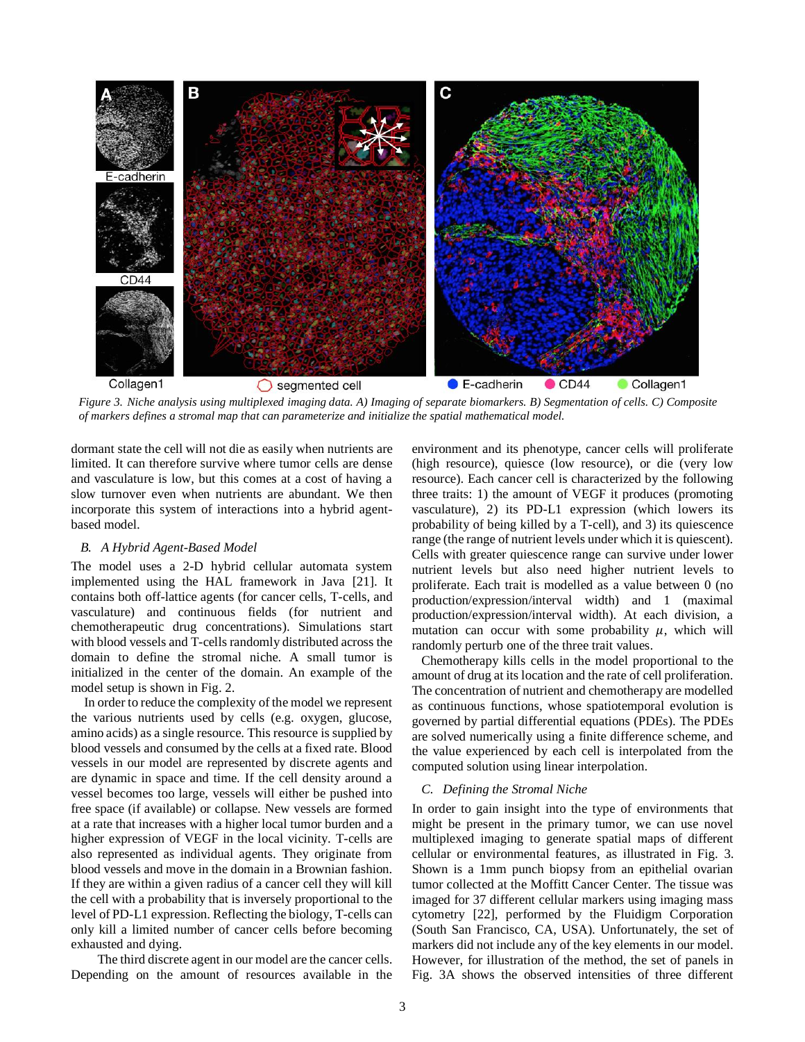*Figure 3. Niche analysis using multiplexed imaging data. A) Imaging of separate biomarkers. B) Segmentation of cells. C) Composite of markers defines a stromal map that can parameterize and initialize the spatial mathematical model.*

dormant state the cell will not die as easily when nutrients are limited. It can therefore survive where tumor cells are dense and vasculature is low, but this comes at a cost of having a slow turnover even when nutrients are abundant. We then incorporate this system of interactions into a hybrid agent-based model.

### *B. A Hybrid Agent-Based Model*

The model uses a 2-D hybrid cellular automata system implemented using the HAL framework in Java [21]. It contains both off-lattice agents (for cancer cells, T-cells, and vasculature) and continuous fields (for nutrient and chemotherapeutic drug concentrations). Simulations start with blood vessels and T-cells randomly distributed across the domain to define the stromal niche. A small tumor is initialized in the center of the domain. An example of the model setup is shown in Fig. 2.

In order to reduce the complexity of the model we represent the various nutrients used by cells (e.g. oxygen, glucose, amino acids) as a single resource. This resource is supplied by blood vessels and consumed by the cells at a fixed rate. Blood vessels in our model are represented by discrete agents and are dynamic in space and time. If the cell density around a vessel becomes too large, vessels will either be pushed into free space (if available) or collapse. New vessels are formed at a rate that increases with a higher local tumor burden and a higher expression of VEGF in the local vicinity. T-cells are also represented as individual agents. They originate from blood vessels and move in the domain in a Brownian fashion. If they are within a given radius of a cancer cell they will kill the cell with a probability that is inversely proportional to the level of PD-L1 expression. Reflecting the biology, T-cells can only kill a limited number of cancer cells before becoming exhausted and dying.

The third discrete agent in our model are the cancer cells. Depending on the amount of resources available in the environment and its phenotype, cancer cells will proliferate (high resource), quiesce (low resource), or die (very low resource). Each cancer cell is characterized by the following three traits: 1) the amount of VEGF it produces (promoting vasculature), 2) its PD-L1 expression (which lowers its probability of being killed by a T-cell), and 3) its quiescence range (the range of nutrient levels under which it is quiescent). Cells with greater quiescence range can survive under lower nutrient levels but also need higher nutrient levels to proliferate. Each trait is modelled as a value between 0 (no production/expression/interval width) and 1 (maximal production/expression/interval width). At each division, a mutation can occur with some probability $\mu$, which will randomly perturb one of the three trait values.

Chemotherapy kills cells in the model proportional to the amount of drug at its location and the rate of cell proliferation. The concentration of nutrient and chemotherapy are modelled as continuous functions, whose spatiotemporal evolution is governed by partial differential equations (PDEs). The PDEs are solved numerically using a finite difference scheme, and the value experienced by each cell is interpolated from the computed solution using linear interpolation.

### *C. Defining the Stromal Niche*

In order to gain insight into the type of environments that might be present in the primary tumor, we can use novel multiplexed imaging to generate spatial maps of different cellular or environmental features, as illustrated in Fig. 3. Shown is a 1mm punch biopsy from an epithelial ovarian tumor collected at the Moffitt Cancer Center. The tissue was imaged for 37 different cellular markers using imaging mass cytometry [22], performed by the Fluidigm Corporation (South San Francisco, CA, USA). Unfortunately, the set of markers did not include any of the key elements in our model. However, for illustration of the method, the set of panels in Fig. 3A shows the observed intensities of three different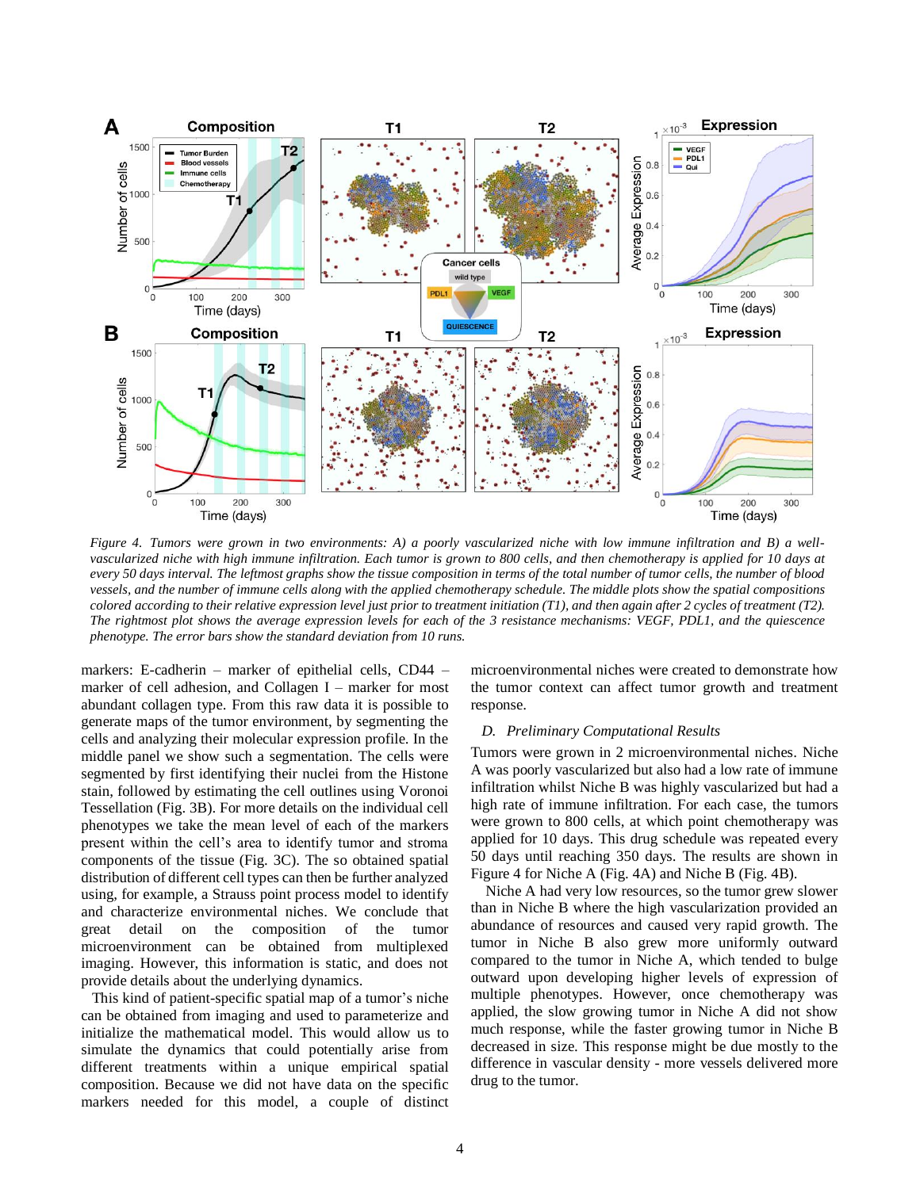*Figure 4. Tumors were grown in two environments: A) a poorly vascularized niche with low immune infiltration and B) a well-vascularized niche with high immune infiltration. Each tumor is grown to 800 cells, and then chemotherapy is applied for 10 days at every 50 days interval. The leftmost graphs show the tissue composition in terms of the total number of tumor cells, the number of blood vessels, and the number of immune cells along with the applied chemotherapy schedule. The middle plots show the spatial compositions colored according to their relative expression level just prior to treatment initiation (T1), and then again after 2 cycles of treatment (T2). The rightmost plot shows the average expression levels for each of the 3 resistance mechanisms: VEGF, PDL1, and the quiescence phenotype. The error bars show the standard deviation from 10 runs.*

markers: E-cadherin – marker of epithelial cells, CD44 – marker of cell adhesion, and Collagen I – marker for most abundant collagen type. From this raw data it is possible to generate maps of the tumor environment, by segmenting the cells and analyzing their molecular expression profile. In the middle panel we show such a segmentation. The cells were segmented by first identifying their nuclei from the Histone stain, followed by estimating the cell outlines using Voronoi Tessellation (Fig. 3B). For more details on the individual cell phenotypes we take the mean level of each of the markers present within the cell's area to identify tumor and stroma components of the tissue (Fig. 3C). The so obtained spatial distribution of different cell types can then be further analyzed using, for example, a Strauss point process model to identify and characterize environmental niches. We conclude that great detail on the composition of the tumor microenvironment can be obtained from multiplexed imaging. However, this information is static, and does not provide details about the underlying dynamics.

This kind of patient-specific spatial map of a tumor's niche can be obtained from imaging and used to parameterize and initialize the mathematical model. This would allow us to simulate the dynamics that could potentially arise from different treatments within a unique empirical spatial composition. Because we did not have data on the specific markers needed for this model, a couple of distinct microenvironmental niches were created to demonstrate how the tumor context can affect tumor growth and treatment response.

### D. Preliminary Computational Results

Tumors were grown in 2 microenvironmental niches. Niche A was poorly vascularized but also had a low rate of immune infiltration whilst Niche B was highly vascularized but had a high rate of immune infiltration. For each case, the tumors were grown to 800 cells, at which point chemotherapy was applied for 10 days. This drug schedule was repeated every 50 days until reaching 350 days. The results are shown in Figure 4 for Niche A (Fig. 4A) and Niche B (Fig. 4B).

Niche A had very low resources, so the tumor grew slower than in Niche B where the high vascularization provided an abundance of resources and caused very rapid growth. The tumor in Niche B also grew more uniformly outward compared to the tumor in Niche A, which tended to bulge outward upon developing higher levels of expression of multiple phenotypes. However, once chemotherapy was applied, the slow growing tumor in Niche A did not show much response, while the faster growing tumor in Niche B decreased in size. This response might be due mostly to the difference in vascular density - more vessels delivered more drug to the tumor.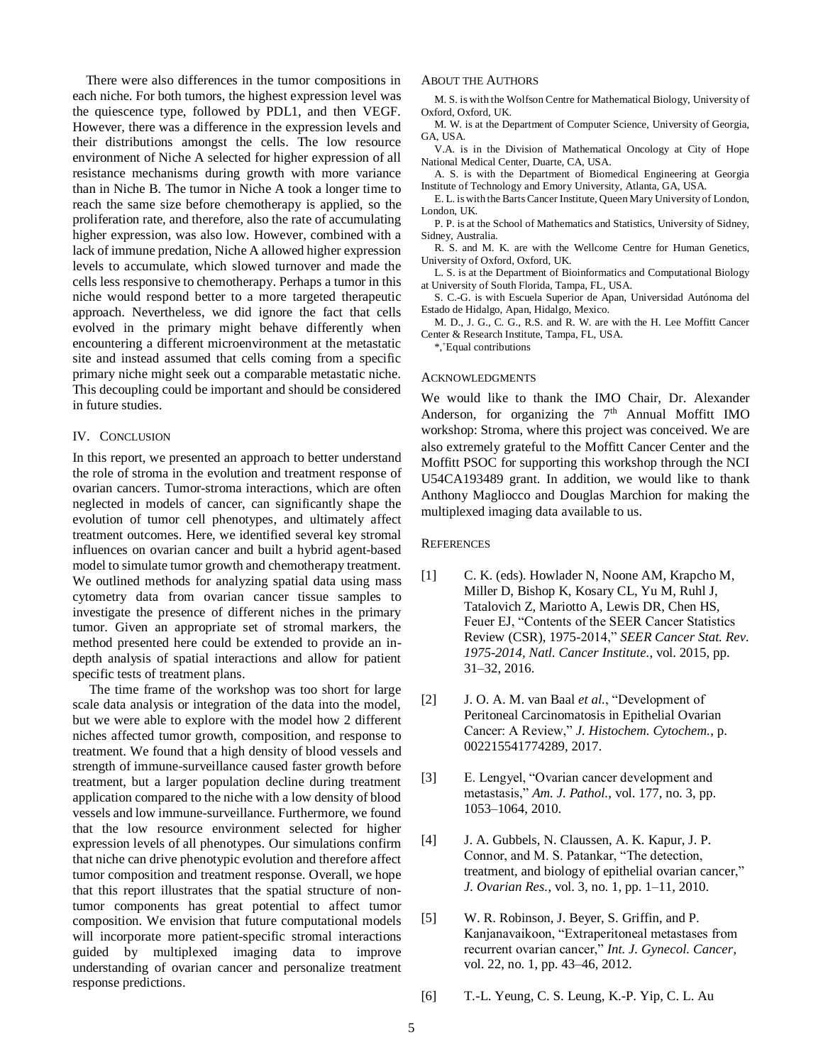There were also differences in the tumor compositions in each niche. For both tumors, the highest expression level was the quiescence type, followed by PDL1, and then VEGF. However, there was a difference in the expression levels and their distributions amongst the cells. The low resource environment of Niche A selected for higher expression of all resistance mechanisms during growth with more variance than in Niche B. The tumor in Niche A took a longer time to reach the same size before chemotherapy is applied, so the proliferation rate, and therefore, also the rate of accumulating higher expression, was also low. However, combined with a lack of immune predation, Niche A allowed higher expression levels to accumulate, which slowed turnover and made the cells less responsive to chemotherapy. Perhaps a tumor in this niche would respond better to a more targeted therapeutic approach. Nevertheless, we did ignore the fact that cells evolved in the primary might behave differently when encountering a different microenvironment at the metastatic site and instead assumed that cells coming from a specific primary niche might seek out a comparable metastatic niche. This decoupling could be important and should be considered in future studies.

## IV. Conclusion

In this report, we presented an approach to better understand the role of stroma in the evolution and treatment response of ovarian cancers. Tumor-stroma interactions, which are often neglected in models of cancer, can significantly shape the evolution of tumor cell phenotypes, and ultimately affect treatment outcomes. Here, we identified several key stromal influences on ovarian cancer and built a hybrid agent-based model to simulate tumor growth and chemotherapy treatment. We outlined methods for analyzing spatial data using mass cytometry data from ovarian cancer tissue samples to investigate the presence of different niches in the primary tumor. Given an appropriate set of stromal markers, the method presented here could be extended to provide an in-depth analysis of spatial interactions and allow for patient specific tests of treatment plans.

The time frame of the workshop was too short for large scale data analysis or integration of the data into the model, but we were able to explore with the model how 2 different niches affected tumor growth, composition, and response to treatment. We found that a high density of blood vessels and strength of immune-surveillance caused faster growth before treatment, but a larger population decline during treatment application compared to the niche with a low density of blood vessels and low immune-surveillance. Furthermore, we found that the low resource environment selected for higher expression levels of all phenotypes. Our simulations confirm that niche can drive phenotypic evolution and therefore affect tumor composition and treatment response. Overall, we hope that this report illustrates that the spatial structure of non-tumor components has great potential to affect tumor composition. We envision that future computational models will incorporate more patient-specific stromal interactions guided by multiplexed imaging data to improve understanding of ovarian cancer and personalize treatment response predictions.

## About the Authors

M. S. is with the Wolfson Centre for Mathematical Biology, University of Oxford, Oxford, UK.

M. W. is at the Department of Computer Science, University of Georgia, GA, USA.

V.A. is in the Division of Mathematical Oncology at City of Hope National Medical Center, Duarte, CA, USA.

A. S. is with the Department of Biomedical Engineering at Georgia Institute of Technology and Emory University, Atlanta, GA, USA.

E. L. is with the Barts Cancer Institute, Queen Mary University of London, London, UK.

P. P. is at the School of Mathematics and Statistics, University of Sidney, Sidney, Australia.

R. S. and M. K. are with the Wellcome Centre for Human Genetics, University of Oxford, Oxford, UK.

L. S. is at the Department of Bioinformatics and Computational Biology at University of South Florida, Tampa, FL, USA.

S. C.-G. is with Escuela Superior de Apan, Universidad Autónoma del Estado de Hidalgo, Apan, Hidalgo, Mexico.

M. D., J. G., C. G., R.S. and R. W. are with the H. Lee Moffitt Cancer Center & Research Institute, Tampa, FL, USA.

*,+Equal contributions

## Acknowledgments

We would like to thank the IMO Chair, Dr. Alexander Anderson, for organizing the 7th Annual Moffitt IMO workshop: Stroma, where this project was conceived. We are also extremely grateful to the Moffitt Cancer Center and the Moffitt PSOC for supporting this workshop through the NCI U54CA193489 grant. In addition, we would like to thank Anthony Magliocco and Douglas Marchion for making the multiplexed imaging data available to us.

## References

[1] C. K. (eds). Howlader N, Noone AM, Krapcho M, Miller D, Bishop K, Kosary CL, Yu M, Ruhl J, Tatalovich Z, Mariotto A, Lewis DR, Chen HS, Feuer EJ, "Contents of the SEER Cancer Statistics Review (CSR), 1975-2014," *SEER Cancer Stat. Rev. 1975-2014, Natl. Cancer Institute.*, vol. 2015, pp. 31–32, 2016.

[2] J. O. A. M. van Baal *et al.*, "Development of Peritoneal Carcinomatosis in Epithelial Ovarian Cancer: A Review," *J. Histochem. Cytochem.*, p. 002215541774289, 2017.

[3] E. Lengyel, "Ovarian cancer development and metastasis," *Am. J. Pathol.*, vol. 177, no. 3, pp. 1053–1064, 2010.

[4] J. A. Gubbels, N. Claussen, A. K. Kapur, J. P. Connor, and M. S. Patankar, "The detection, treatment, and biology of epithelial ovarian cancer," *J. Ovarian Res.*, vol. 3, no. 1, pp. 1–11, 2010.

[5] W. R. Robinson, J. Beyer, S. Griffin, and P. Kanjanavaikoon, "Extraperitoneal metastases from recurrent ovarian cancer," *Int. J. Gynecol. Cancer*, vol. 22, no. 1, pp. 43–46, 2012.

[6] T.-L. Yeung, C. S. Leung, K.-P. Yip, C. L. Au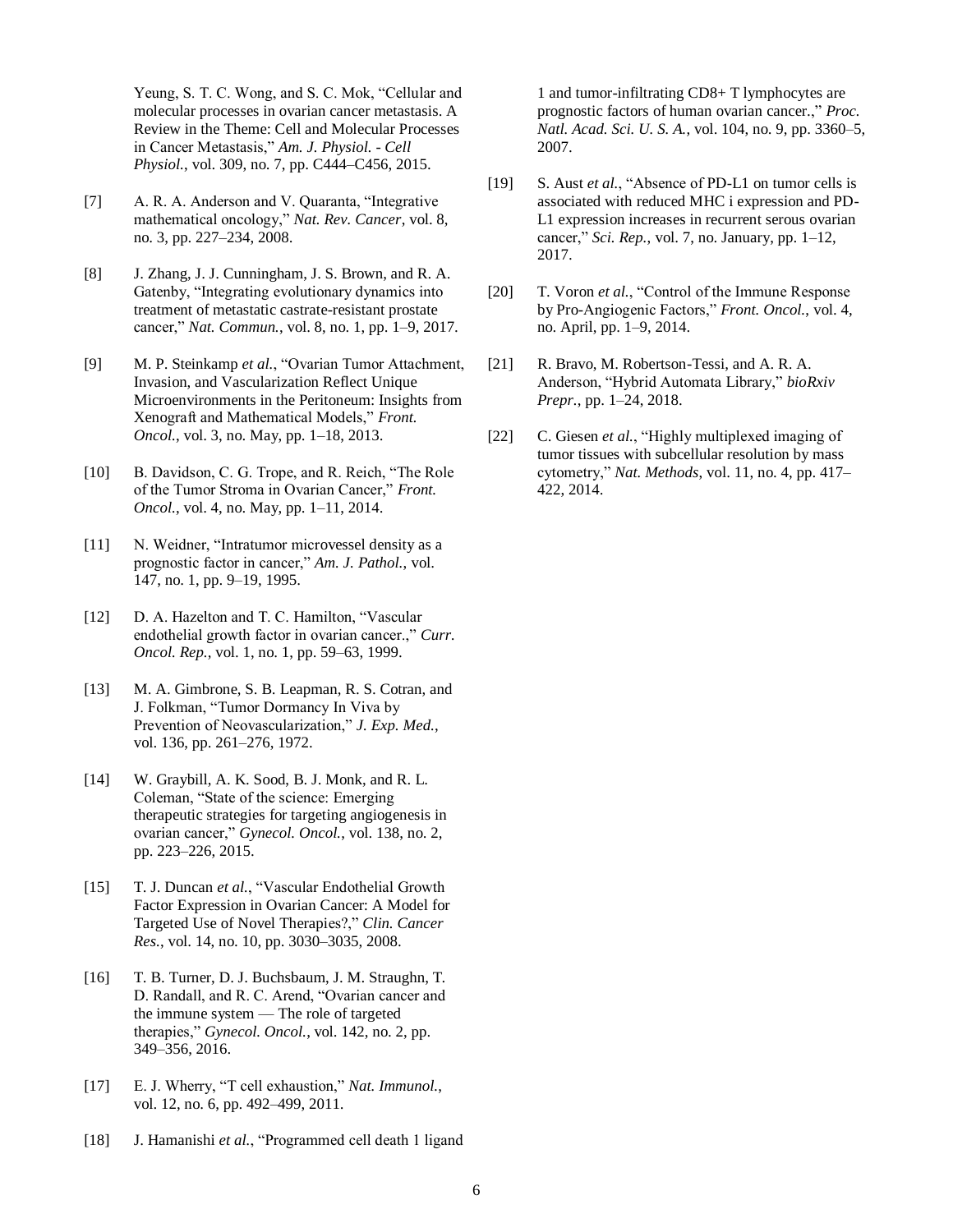Yeung, S. T. C. Wong, and S. C. Mok, "Cellular and molecular processes in ovarian cancer metastasis. A Review in the Theme: Cell and Molecular Processes in Cancer Metastasis," *Am. J. Physiol. - Cell Physiol.*, vol. 309, no. 7, pp. C444–C456, 2015.

[7] A. R. A. Anderson and V. Quaranta, "Integrative mathematical oncology," *Nat. Rev. Cancer*, vol. 8, no. 3, pp. 227–234, 2008.

[8] J. Zhang, J. J. Cunningham, J. S. Brown, and R. A. Gatenby, "Integrating evolutionary dynamics into treatment of metastatic castrate-resistant prostate cancer," *Nat. Commun.*, vol. 8, no. 1, pp. 1–9, 2017.

[9] M. P. Steinkamp *et al.*, "Ovarian Tumor Attachment, Invasion, and Vascularization Reflect Unique Microenvironments in the Peritoneum: Insights from Xenograft and Mathematical Models," *Front. Oncol.*, vol. 3, no. May, pp. 1–18, 2013.

[10] B. Davidson, C. G. Trope, and R. Reich, "The Role of the Tumor Stroma in Ovarian Cancer," *Front. Oncol.*, vol. 4, no. May, pp. 1–11, 2014.

[11] N. Weidner, "Intratumor microvessel density as a prognostic factor in cancer," *Am. J. Pathol.,* vol. 147, no. 1, pp. 9–19, 1995.

[12] D. A. Hazelton and T. C. Hamilton, "Vascular endothelial growth factor in ovarian cancer.," *Curr. Oncol. Rep.*, vol. 1, no. 1, pp. 59–63, 1999.

[13] M. A. Gimbrone, S. B. Leapman, R. S. Cotran, and J. Folkman, "Tumor Dormancy In Viva by Prevention of Neovascularization," *J. Exp. Med.*, vol. 136, pp. 261–276, 1972.

[14] W. Graybill, A. K. Sood, B. J. Monk, and R. L. Coleman, "State of the science: Emerging therapeutic strategies for targeting angiogenesis in ovarian cancer," *Gynecol. Oncol.*, vol. 138, no. 2, pp. 223–226, 2015.

[15] T. J. Duncan *et al.*, "Vascular Endothelial Growth Factor Expression in Ovarian Cancer: A Model for Targeted Use of Novel Therapies?," *Clin. Cancer Res.*, vol. 14, no. 10, pp. 3030–3035, 2008.

[16] T. B. Turner, D. J. Buchsbaum, J. M. Straughn, T. D. Randall, and R. C. Arend, "Ovarian cancer and the immune system — The role of targeted therapies," *Gynecol. Oncol.*, vol. 142, no. 2, pp. 349–356, 2016.

[17] E. J. Wherry, "T cell exhaustion," *Nat. Immunol.*, vol. 12, no. 6, pp. 492–499, 2011.

[18] J. Hamanishi *et al.*, "Programmed cell death 1 ligand 1 and tumor-infiltrating CD8+ T lymphocytes are prognostic factors of human ovarian cancer.," *Proc. Natl. Acad. Sci. U. S. A.*, vol. 104, no. 9, pp. 3360–5, 2007.

[19] S. Aust *et al.*, "Absence of PD-L1 on tumor cells is associated with reduced MHC i expression and PD-L1 expression increases in recurrent serous ovarian cancer," *Sci. Rep.*, vol. 7, no. January, pp. 1–12, 2017.

[20] T. Voron *et al.*, "Control of the Immune Response by Pro-Angiogenic Factors," *Front. Oncol.*, vol. 4, no. April, pp. 1–9, 2014.

[21] R. Bravo, M. Robertson-Tessi, and A. R. A. Anderson, "Hybrid Automata Library," *bioRxiv Prepr.*, pp. 1–24, 2018.

[22] C. Giesen *et al.*, "Highly multiplexed imaging of tumor tissues with subcellular resolution by mass cytometry," *Nat. Methods*, vol. 11, no. 4, pp. 417–422, 2014.